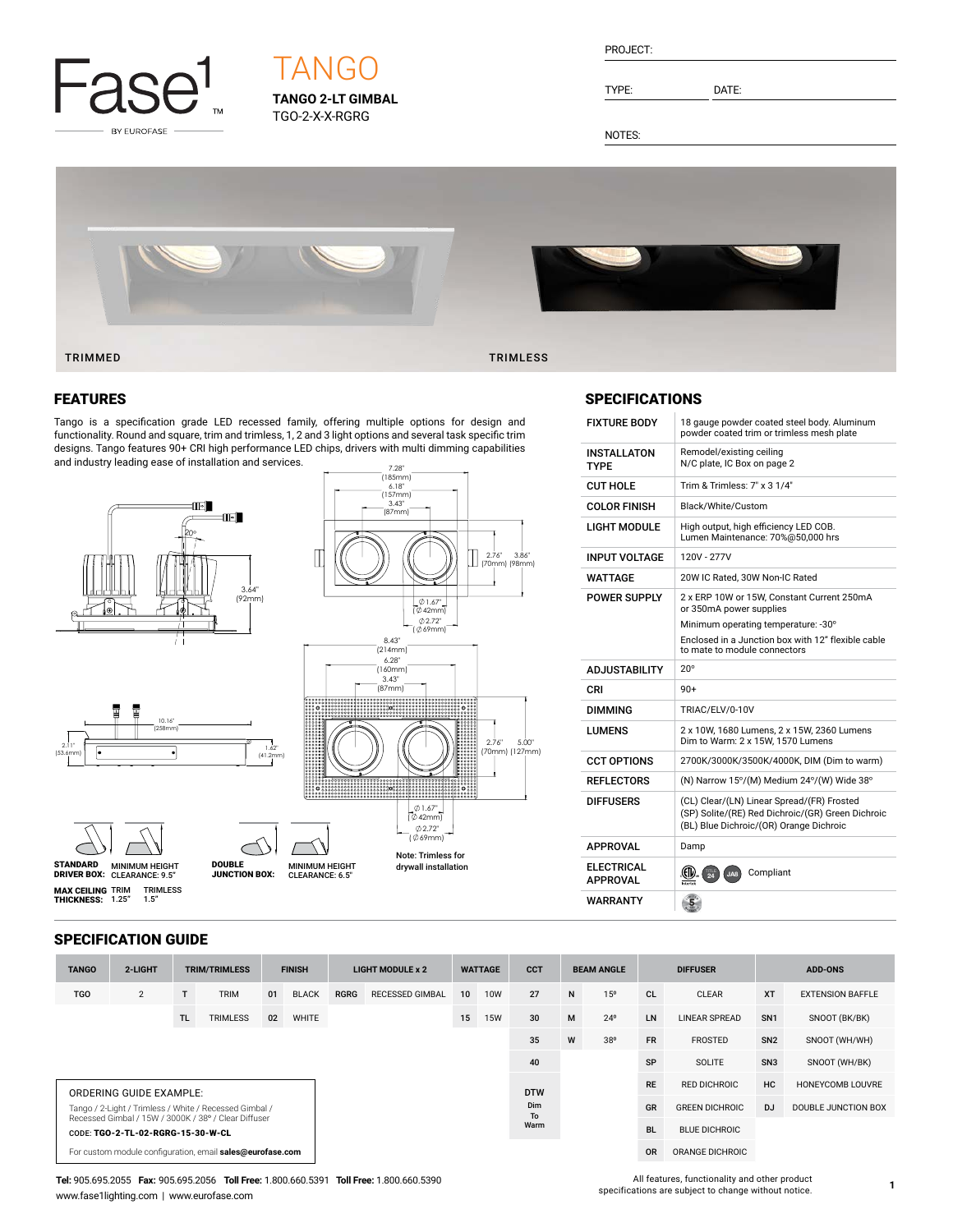Fase1 BY EUROFASE

# TANGO

**TANGO 2-LT GIMBAL**

TGO-2-X-X-RGRG

PROJECT:

TYPE: DATE:

NOTES:

TRIMMED TRIMLESS

## FEATURES

Tango is a specification grade LED recessed family, offering multiple options for design and functionality. Round and square, trim and trimless, 1, 2 and 3 light options and several task specific trim designs. Tango features 90+ CRI high performance LED chips, drivers with multi dimming capabilities and industry leading ease of installation and services.

7.28" (185mm) 6.18" (157mm) 3.43" (87mm) 2.76" (70mm) 3.86" (98mm) ∅1.67" (∅42mm) ∅2.72" (∅69mm)

20° 3.64" (92mm)

8.43" (214mm) 6.28" (160mm) 3.43" (87mm) 2.76" (70mm) 5.00" (127mm) ∅1.67" (∅42mm) ∅2.72" (∅69mm)

10.16" (258mm) 2.11" (53.6mm) 1.62" (41.2mm)

**STANDARD DRIVER BOX:** MINIMUM HEIGHT CLEARANCE: 9.5"

**DOUBLE JUNCTION BOX:** MINIMUM HEIGHT CLEARANCE: 6.5"

**Note: Trimless for drywall installation**

**MAX CEILING THICKNESS:** TRIM 1.25" TRIMLESS 1.5"

## SPECIFICATIONS

| | |
|---|---|
| FIXTURE BODY | 18 gauge powder coated steel body. Aluminum powder coated trim or trimless mesh plate |
| INSTALLATON TYPE | Remodel/existing ceiling<br>N/C plate, IC Box on page 2 |
| CUT HOLE | Trim & Trimless: 7" x 3 1/4" |
| COLOR FINISH | Black/White/Custom |
| LIGHT MODULE | High output, high efficiency LED COB.<br>Lumen Maintenance: 70%@50,000 hrs |
| INPUT VOLTAGE | 120V - 277V |
| WATTAGE | 20W IC Rated, 30W Non-IC Rated |
| POWER SUPPLY | 2 x ERP 10W or 15W, Constant Current 250mA or 350mA power supplies<br>Minimum operating temperature: -30°<br>Enclosed in a Junction box with 12" flexible cable to mate to module connectors |
| ADJUSTABILITY | 20° |
| CRI | 90+ |
| DIMMING | TRIAC/ELV/0-10V |
| LUMENS | 2 x 10W, 1680 Lumens, 2 x 15W, 2360 Lumens<br>Dim to Warm: 2 x 15W, 1570 Lumens |
| CCT OPTIONS | 2700K/3000K/3500K/4000K, DIM (Dim to warm) |
| REFLECTORS | (N) Narrow 15°/(M) Medium 24°/(W) Wide 38° |
| DIFFUSERS | (CL) Clear/(LN) Linear Spread/(FR) Frosted<br>(SP) Solite/(RE) Red Dichroic/(GR) Green Dichroic<br>(BL) Blue Dichroic/(OR) Orange Dichroic |
| APPROVAL | Damp |
| ELECTRICAL APPROVAL | Compliant |
| WARRANTY | 5 |

## SPECIFICATION GUIDE

| TANGO | 2-LIGHT | TRIM/TRIMLESS | | FINISH | | LIGHT MODULE x 2 | | WATTAGE | | CCT | BEAM ANGLE | | DIFFUSER | | ADD-ONS | |
|---|---|---|---|---|---|---|---|---|---|---|---|---|---|---|---|---|
| TGO | 2 | T | TRIM | 01 | BLACK | RGRG | RECESSED GIMBAL | 10 | 10W | 27 | N | 15º | CL | CLEAR | XT | EXTENSION BAFFLE |
| | | TL | TRIMLESS | 02 | WHITE | | | 15 | 15W | 30 | M | 24º | LN | LINEAR SPREAD | SN1 | SNOOT (BK/BK) |
| | | | | | | | | | | 35 | W | 38º | FR | FROSTED | SN2 | SNOOT (WH/WH) |
| | | | | | | | | | | 40 | | | SP | SOLITE | SN3 | SNOOT (WH/BK) |
| | | | | | | | | | | DTW Dim To Warm | | | RE | RED DICHROIC | HC | HONEYCOMB LOUVRE |
| | | | | | | | | | | | | | GR | GREEN DICHROIC | DJ | DOUBLE JUNCTION BOX |
| | | | | | | | | | | | | | BL | BLUE DICHROIC | | |
| | | | | | | | | | | | | | OR | ORANGE DICHROIC | | |

ORDERING GUIDE EXAMPLE:

Tango / 2-Light / Trimless / White / Recessed Gimbal / Recessed Gimbal / 15W / 3000K / 38º / Clear Diffuser

CODE: **TGO-2-TL-02-RGRG-15-30-W-CL**

For custom module configuration, email **sales@eurofase.com**

**Tel:** 905.695.2055 **Fax:** 905.695.2056 **Toll Free:** 1.800.660.5391 **Toll Free:** 1.800.660.5390

www.fase1lighting.com | www.eurofase.com

All features, functionality and other product specifications are subject to change without notice.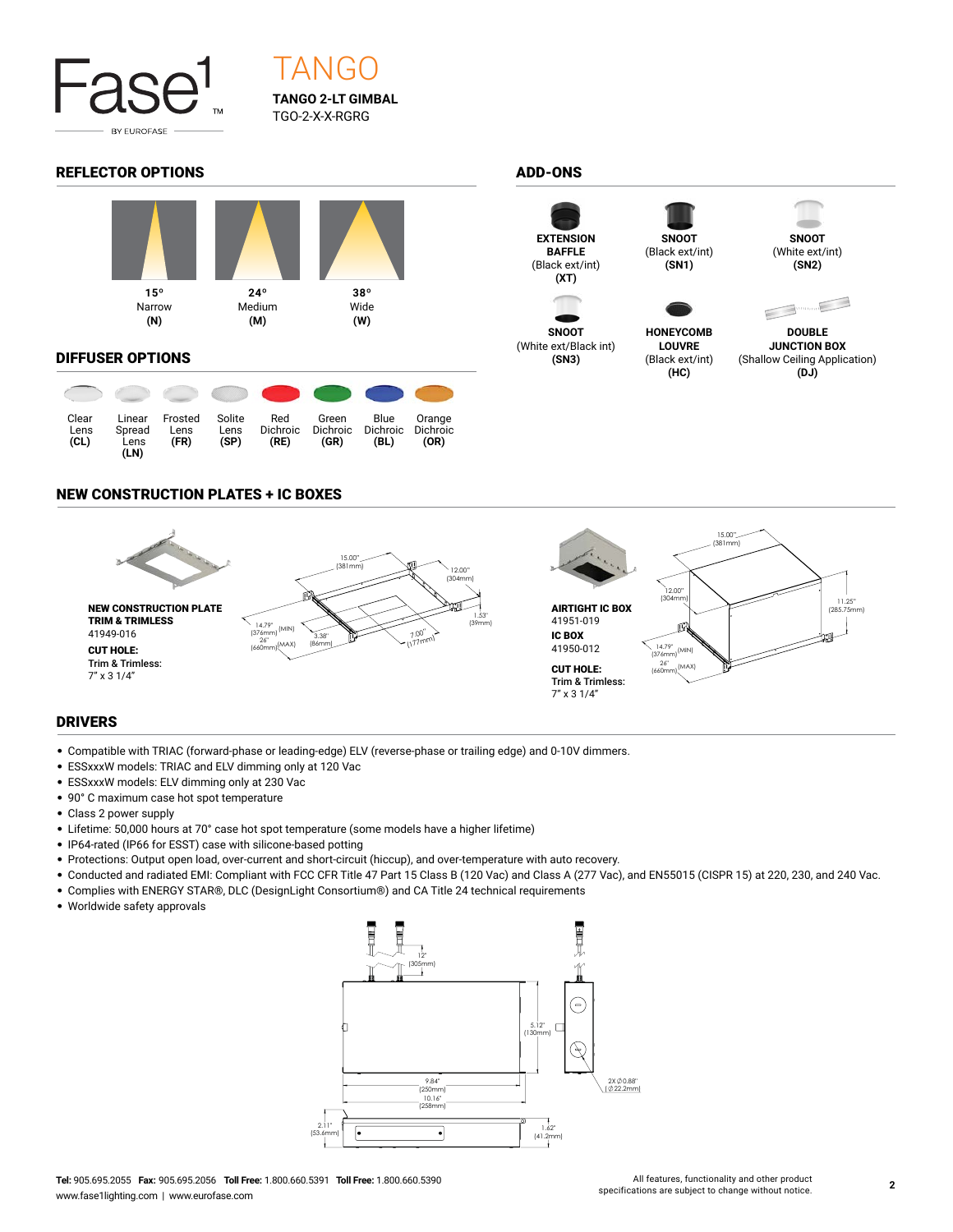# TANGO

**TANGO 2-LT GIMBAL**
TGO-2-X-X-RGRG

## REFLECTOR OPTIONS

| 15º Narrow (N) | 24º Medium (M) | 38º Wide (W) |
|---|---|---|

## DIFFUSER OPTIONS

| Clear Lens (CL) | Linear Spread Lens (LN) | Frosted Lens (FR) | Solite Lens (SP) | Red Dichroic (RE) | Green Dichroic (GR) | Blue Dichroic (BL) | Orange Dichroic (OR) |
|---|---|---|---|---|---|---|---|

## ADD-ONS

- **EXTENSION BAFFLE** (Black ext/int) **(XT)**
- **SNOOT** (Black ext/int) **(SN1)**
- **SNOOT** (White ext/int) **(SN2)**
- **SNOOT** (White ext/Black int) **(SN3)**
- **HONEYCOMB LOUVRE** (Black ext/int) **(HC)**
- **DOUBLE JUNCTION BOX** (Shallow Ceiling Application) **(DJ)**

## NEW CONSTRUCTION PLATES + IC BOXES

**NEW CONSTRUCTION PLATE TRIM & TRIMLESS**
41949-016

**CUT HOLE:**
Trim & Trimless:
7" x 3 1/4"

15.00" [381mm]; 12.00" [304mm]; 1.53" [39mm]; 14.79" [376mm] (MIN); 26" [660mm] (MAX); 3.38" [86mm]; 7.00" [177mm]

**AIRTIGHT IC BOX**
41951-019

**IC BOX**
41950-012

**CUT HOLE:**
Trim & Trimless:
7" x 3 1/4"

15.00" [381mm]; 12.00" [304mm]; 11.25" [285.75mm]; 14.79" [376mm] (MIN); 26" [660mm] (MAX)

## DRIVERS

- Compatible with TRIAC (forward-phase or leading-edge) ELV (reverse-phase or trailing edge) and 0-10V dimmers.
- ESSxxxW models: TRIAC and ELV dimming only at 120 Vac
- ESSxxxW models: ELV dimming only at 230 Vac
- 90° C maximum case hot spot temperature
- Class 2 power supply
- Lifetime: 50,000 hours at 70° case hot spot temperature (some models have a higher lifetime)
- IP64-rated (IP66 for ESST) case with silicone-based potting
- Protections: Output open load, over-current and short-circuit (hiccup), and over-temperature with auto recovery.
- Conducted and radiated EMI: Compliant with FCC CFR Title 47 Part 15 Class B (120 Vac) and Class A (277 Vac), and EN55015 (CISPR 15) at 220, 230, and 240 Vac.
- Complies with ENERGY STAR®, DLC (DesignLight Consortium®) and CA Title 24 technical requirements
- Worldwide safety approvals

12" [305mm]; 5.12" [130mm]; 9.84" [250mm]; 10.16" [258mm]; 2X Ø0.88" [Ø22.2mm]; 2.11" [53.6mm]; 1.62" [41.2mm]

**Tel:** 905.695.2055 **Fax:** 905.695.2056 **Toll Free:** 1.800.660.5391 **Toll Free:** 1.800.660.5390
www.fase1lighting.com | www.eurofase.com

All features, functionality and other product specifications are subject to change without notice.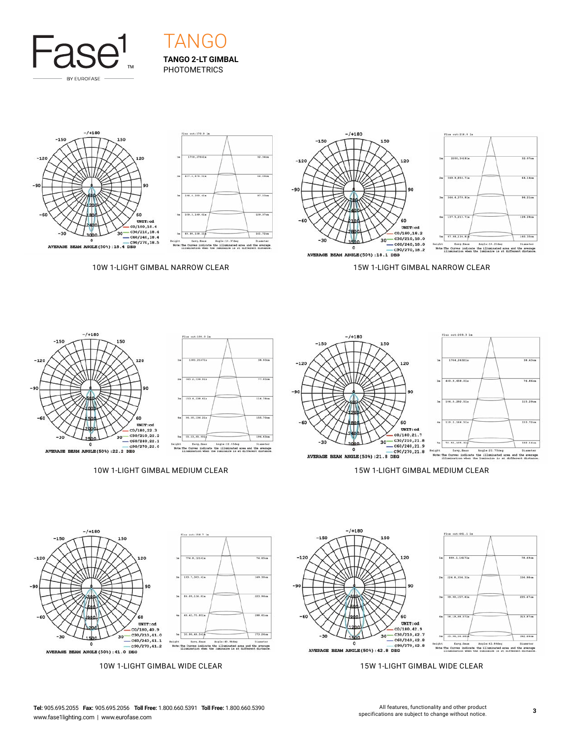# TANGO

**TANGO 2-LT GIMBAL**

PHOTOMETRICS

-/+180
-150
150
-120
120
-90
90
-60
60
-30
30
0
600
1200
1800
2400
3000
UNIT:cd
C0/180,18.4
C30/210,18.4
C60/240,18.4
C90/270,18.5
AVERAGE BEAM ANGLE(50%):18.4 DEG

Flux out:170.9 lm

Height | Eavg,Emax | Angle:11.37deg | Diameter

Note:The Curves indicate the illuminated area and the average illumination when the luminaire is at different distance.

10W 1-LIGHT GIMBAL NARROW CLEAR

-/+180
-150
150
-120
120
-90
90
-60
60
-30
30
0
700
1400
2100
2800
3500
UNIT:cd
C0/180,18.2
C30/210,18.0
C60/240,18.0
C90/270,18.2
AVERAGE BEAM ANGLE(50%):18.1 DEG

Flux out:214.4 lm

Height | Eavg,Emax | Angle:18.21deg | Diameter

Note:The Curves indicate the illuminated area and the average illumination when the luminaire is at different distance.

15W 1-LIGHT GIMBAL NARROW CLEAR

-/+180
-150
150
-120
120
-90
90
-60
60
-30
30
0
500
1000
1500
2000
2500
UNIT:cd
C0/180,22.3
C30/210,22.2
C60/240,22.1
C90/270,22.0
AVERAGE BEAM ANGLE(50%):22.2 DEG

Flux out:194.0 lm

Height | Eavg,Emax | Angle:22.13deg | Diameter

Note:The Curves indicate the illuminated area and the average illumination when the luminaire is at different distance.

10W 1-LIGHT GIMBAL MEDIUM CLEAR

-/+180
-150
150
-120
120
-90
90
-60
60
-30
30
0
600
1200
1800
2400
3000
UNIT:cd
C0/180,21.7
C30/210,21.8
C60/240,21.9
C90/270,21.8
AVERAGE BEAM ANGLE(50%):21.8 DEG

Flux out:209.3 lm

Height | Eavg,Emax | Angle:21.75deg | Diameter

Note:The Curves indicate the illuminated area and the average illumination when the luminaire is at different distance.

15W 1-LIGHT GIMBAL MEDIUM CLEAR

-/+180
-150
150
-120
120
-90
90
-60
60
-30
30
0
300
600
900
1200
1500
UNIT:cd
C0/180,40.9
C30/210,41.0
C60/240,41.1
C90/270,41.2
AVERAGE BEAM ANGLE(50%):41.0 DEG

Flux out:198.7 lm

Height | Eavg,Emax | Angle:40.98deg | Diameter

Note:The Curves indicate the illuminated area and the average illumination when the luminaire is at different distance.

10W 1-LIGHT GIMBAL WIDE CLEAR

-/+180
-150
150
-120
120
-90
90
-60
60
-30
30
0
300
600
900
1200
1500
UNIT:cd
C0/180,42.9
C30/210,42.7
C60/240,42.8
C90/270,42.8
AVERAGE BEAM ANGLE(50%):42.8 DEG

Flux out:441.1 lm

Height | Eavg,Emax | Angle:42.86deg | Diameter

Note:The Curves indicate the illuminated area and the average illumination when the luminaire is at different distance.

15W 1-LIGHT GIMBAL WIDE CLEAR

**Tel:** 905.695.2055 **Fax:** 905.695.2056 **Toll Free:** 1.800.660.5391 **Toll Free:** 1.800.660.5390
www.fase1lighting.com | www.eurofase.com

All features, functionality and other product specifications are subject to change without notice.